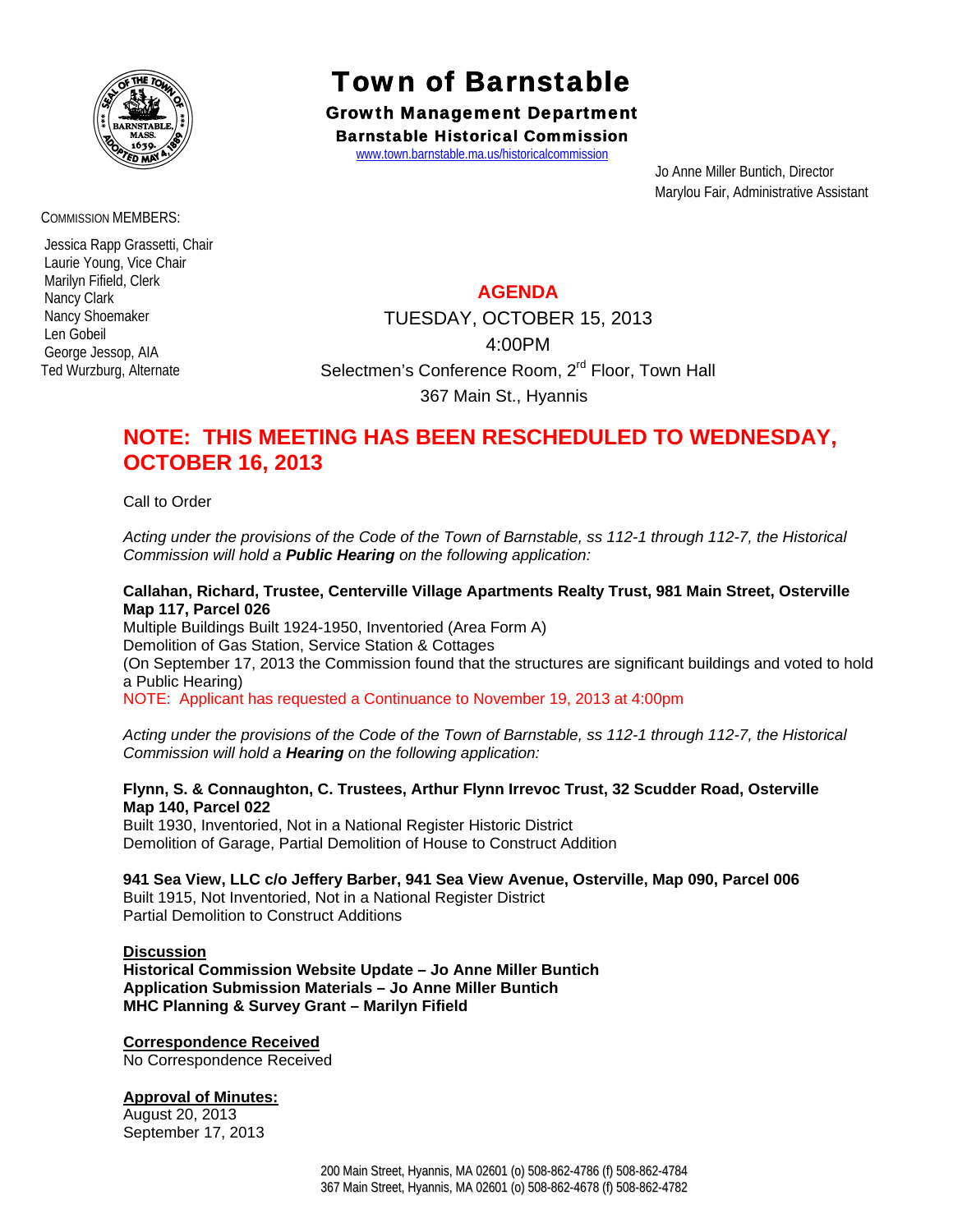# Town of Barnstable

## Growth Management Department

### Barnstable Historical Commission

www.town.barnstable.ma.us/historicalcommission

Jo Anne Miller Buntich, Director
Marylou Fair, Administrative Assistant

COMMISSION MEMBERS:

Jessica Rapp Grassetti, Chair
Laurie Young, Vice Chair
Marilyn Fifield, Clerk
Nancy Clark
Nancy Shoemaker
Len Gobeil
George Jessop, AIA
Ted Wurzburg, Alternate

## AGENDA

TUESDAY, OCTOBER 15, 2013
4:00PM
Selectmen's Conference Room, 2nd Floor, Town Hall
367 Main St., Hyannis

## NOTE: THIS MEETING HAS BEEN RESCHEDULED TO WEDNESDAY, OCTOBER 16, 2013

Call to Order

*Acting under the provisions of the Code of the Town of Barnstable, ss 112-1 through 112-7, the Historical Commission will hold a* ***Public Hearing*** *on the following application:*

**Callahan, Richard, Trustee, Centerville Village Apartments Realty Trust, 981 Main Street, Osterville Map 117, Parcel 026**
Multiple Buildings Built 1924-1950, Inventoried (Area Form A)
Demolition of Gas Station, Service Station & Cottages
(On September 17, 2013 the Commission found that the structures are significant buildings and voted to hold a Public Hearing)
NOTE: Applicant has requested a Continuance to November 19, 2013 at 4:00pm

*Acting under the provisions of the Code of the Town of Barnstable, ss 112-1 through 112-7, the Historical Commission will hold a* ***Hearing*** *on the following application:*

**Flynn, S. & Connaughton, C. Trustees, Arthur Flynn Irrevoc Trust, 32 Scudder Road, Osterville Map 140, Parcel 022**
Built 1930, Inventoried, Not in a National Register Historic District
Demolition of Garage, Partial Demolition of House to Construct Addition

**941 Sea View, LLC c/o Jeffery Barber, 941 Sea View Avenue, Osterville, Map 090, Parcel 006**
Built 1915, Not Inventoried, Not in a National Register District
Partial Demolition to Construct Additions

**Discussion**
**Historical Commission Website Update – Jo Anne Miller Buntich**
**Application Submission Materials – Jo Anne Miller Buntich**
**MHC Planning & Survey Grant – Marilyn Fifield**

**Correspondence Received**
No Correspondence Received

**Approval of Minutes:**
August 20, 2013
September 17, 2013

200 Main Street, Hyannis, MA 02601 (o) 508-862-4786 (f) 508-862-4784
367 Main Street, Hyannis, MA 02601 (o) 508-862-4678 (f) 508-862-4782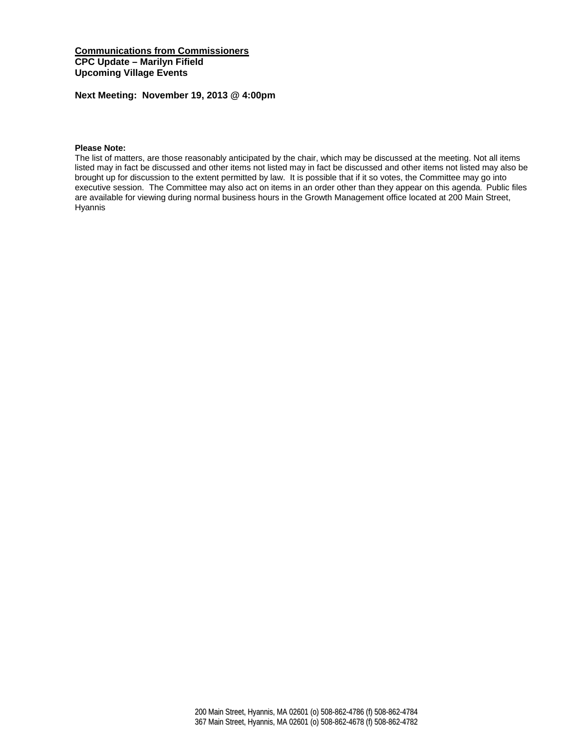**<u>Communications from Commissioners</u>**
**CPC Update – Marilyn Fifield**
**Upcoming Village Events**

**Next Meeting: November 19, 2013 @ 4:00pm**

**Please Note:**
The list of matters, are those reasonably anticipated by the chair, which may be discussed at the meeting. Not all items listed may in fact be discussed and other items not listed may in fact be discussed and other items not listed may also be brought up for discussion to the extent permitted by law. It is possible that if it so votes, the Committee may go into executive session. The Committee may also act on items in an order other than they appear on this agenda. Public files are available for viewing during normal business hours in the Growth Management office located at 200 Main Street, Hyannis

200 Main Street, Hyannis, MA 02601 (o) 508-862-4786 (f) 508-862-4784
367 Main Street, Hyannis, MA 02601 (o) 508-862-4678 (f) 508-862-4782